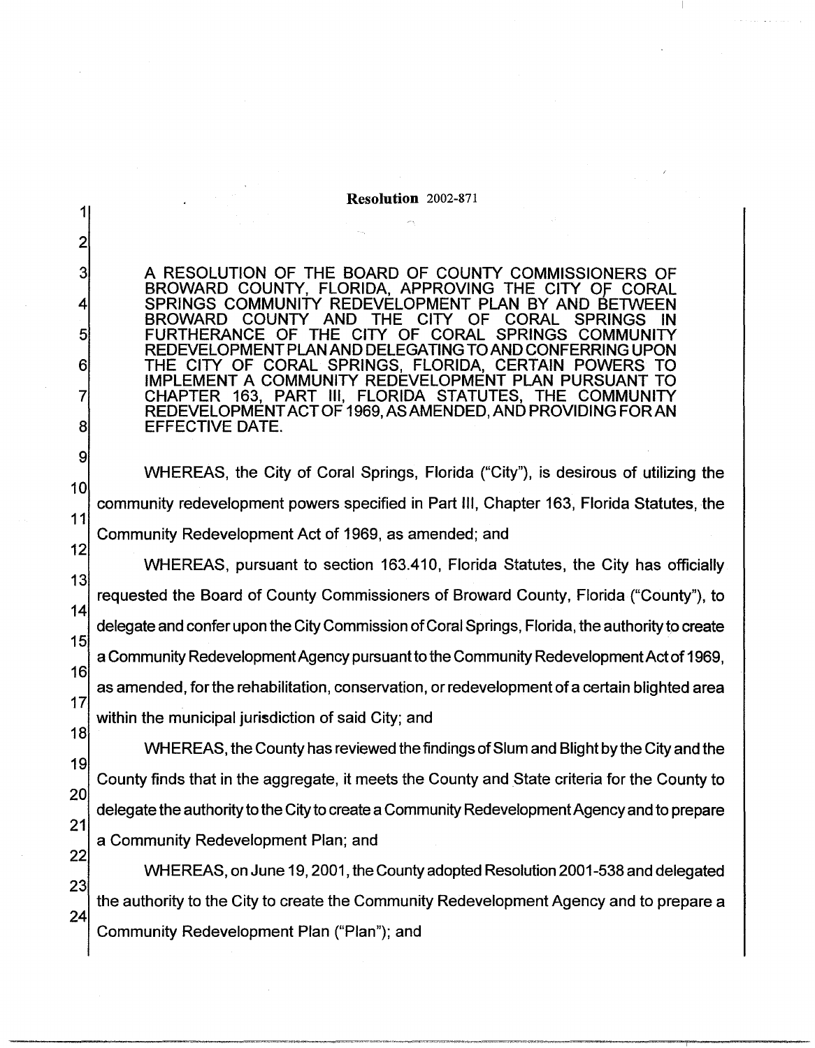**Resolution** 2002-871

A RESOLUTION OF THE BOARD OF COUNTY COMMISSIONERS OF BROWARD COUNTY, FLORIDA, APPROVING THE CITY OF CORAL SPRINGS COMMUNITY REDEVELOPMENT PLAN BY AND BETWEEN BROWARD COUNTY AND THE CITY OF CORAL SPRINGS IN FURTHERANCE OF THE CITY OF CORAL SPRINGS COMMUNITY REDEVELOPMENT PLAN AND DELEGATING TO AND CONFERRING UPON THE CITY OF CORAL SPRINGS, FLORIDA, CERTAIN POWERS TO IMPLEMENT A COMMUNITY REDEVELOPMENT PLAN PURSUANT TO CHAPTER 163, PART III, FLORIDA STATUTES, THE COMMUNITY REDEVELOPMENT ACT OF 1969, AS AMENDED, AND PROVIDING FOR AN EFFECTIVE DATE.

WHEREAS, the City of Coral Springs, Florida ("City"), is desirous of utilizing the community redevelopment powers specified in Part III, Chapter 163, Florida Statutes, the Community Redevelopment Act of 1969, as amended; and

WHEREAS, pursuant to section 163.410, Florida Statutes, the City has officially requested the Board of County Commissioners of Broward County, Florida ("County"), to delegate and confer upon the City Commission of Coral Springs, Florida, the authority to create a Community Redevelopment Agency pursuant to the Community Redevelopment Act of 1969, as amended, for the rehabilitation, conservation, or redevelopment of a certain blighted area within the municipal jurisdiction of said City; and

WHEREAS, the County has reviewed the findings of Slum and Blight by the City and the County finds that in the aggregate, it meets the County and State criteria for the County to delegate the authority to the City to create a Community Redevelopment Agency and to prepare a Community Redevelopment Plan; and

WHEREAS, on June 19, 2001, the County adopted Resolution 2001-538 and delegated the authority to the City to create the Community Redevelopment Agency and to prepare a Community Redevelopment Plan ("Plan"); and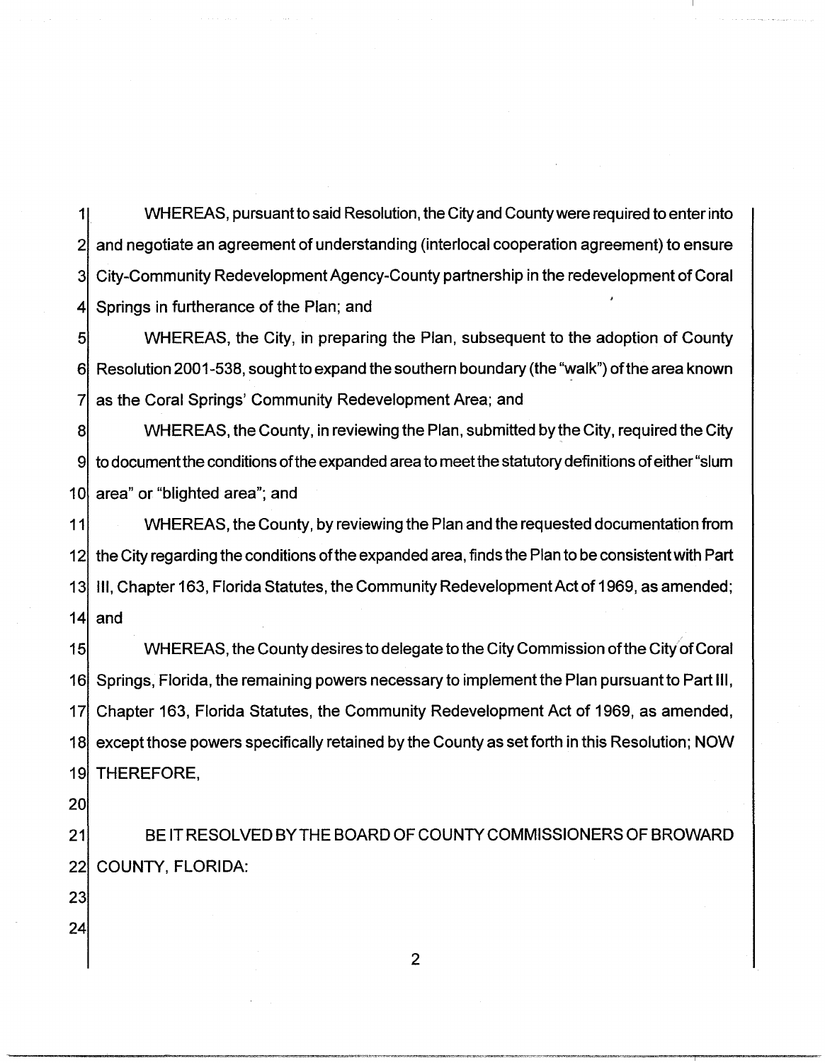WHEREAS, pursuant to said Resolution, the City and County were required to enter into and negotiate an agreement of understanding (interlocal cooperation agreement) to ensure City-Community Redevelopment Agency-County partnership in the redevelopment of Coral Springs in furtherance of the Plan; and

WHEREAS, the City, in preparing the Plan, subsequent to the adoption of County Resolution 2001-538, sought to expand the southern boundary (the "walk") of the area known as the Coral Springs' Community Redevelopment Area; and

WHEREAS, the County, in reviewing the Plan, submitted by the City, required the City to document the conditions of the expanded area to meet the statutory definitions of either "slum area" or "blighted area"; and

WHEREAS, the County, by reviewing the Plan and the requested documentation from the City regarding the conditions of the expanded area, finds the Plan to be consistent with Part III, Chapter 163, Florida Statutes, the Community Redevelopment Act of 1969, as amended; and

WHEREAS, the County desires to delegate to the City Commission of the City of Coral Springs, Florida, the remaining powers necessary to implement the Plan pursuant to Part III, Chapter 163, Florida Statutes, the Community Redevelopment Act of 1969, as amended, except those powers specifically retained by the County as set forth in this Resolution; NOW THEREFORE,

BE IT RESOLVED BY THE BOARD OF COUNTY COMMISSIONERS OF BROWARD COUNTY, FLORIDA: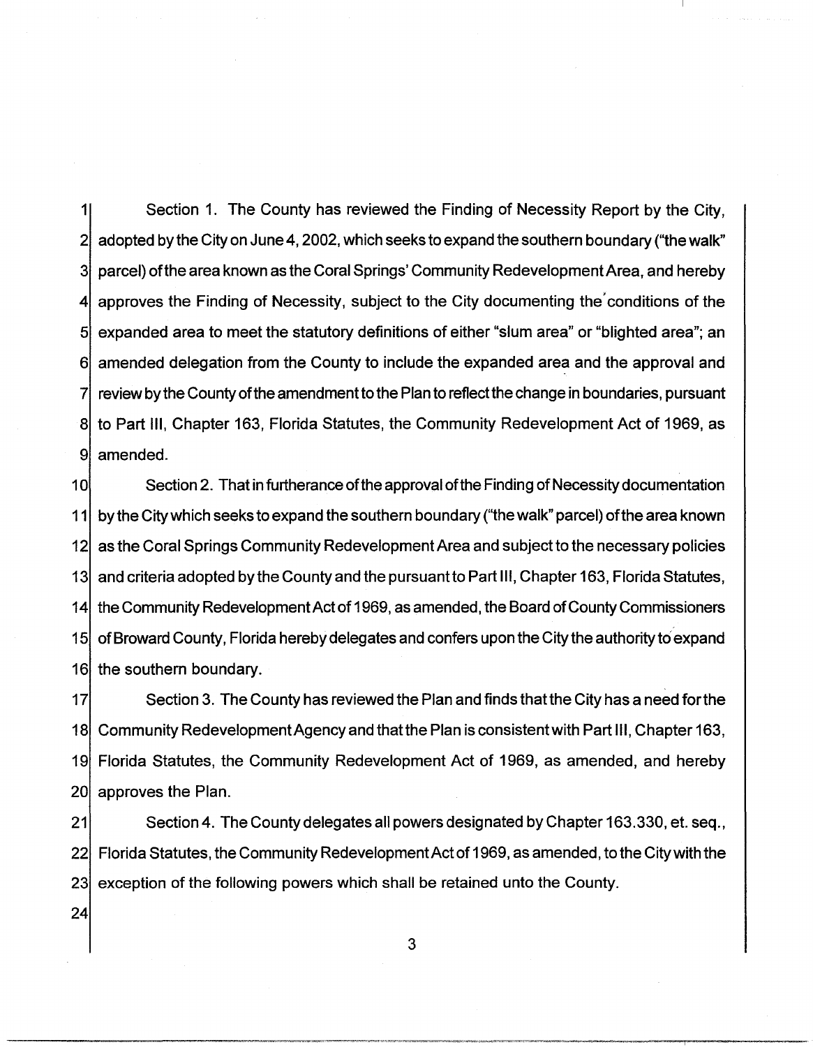Section 1. The County has reviewed the Finding of Necessity Report by the City, adopted by the City on June 4, 2002, which seeks to expand the southern boundary ("the walk" parcel) of the area known as the Coral Springs' Community Redevelopment Area, and hereby approves the Finding of Necessity, subject to the City documenting the conditions of the expanded area to meet the statutory definitions of either "slum area" or "blighted area"; an amended delegation from the County to include the expanded area and the approval and review by the County of the amendment to the Plan to reflect the change in boundaries, pursuant to Part III, Chapter 163, Florida Statutes, the Community Redevelopment Act of 1969, as amended.

Section 2. That in furtherance of the approval of the Finding of Necessity documentation by the City which seeks to expand the southern boundary ("the walk" parcel) of the area known as the Coral Springs Community Redevelopment Area and subject to the necessary policies and criteria adopted by the County and the pursuant to Part III, Chapter 163, Florida Statutes, the Community Redevelopment Act of 1969, as amended, the Board of County Commissioners of Broward County, Florida hereby delegates and confers upon the City the authority to expand the southern boundary.

Section 3. The County has reviewed the Plan and finds that the City has a need for the Community Redevelopment Agency and that the Plan is consistent with Part III, Chapter 163, Florida Statutes, the Community Redevelopment Act of 1969, as amended, and hereby approves the Plan.

Section 4. The County delegates all powers designated by Chapter 163.330, et. seq., Florida Statutes, the Community Redevelopment Act of 1969, as amended, to the City with the exception of the following powers which shall be retained unto the County.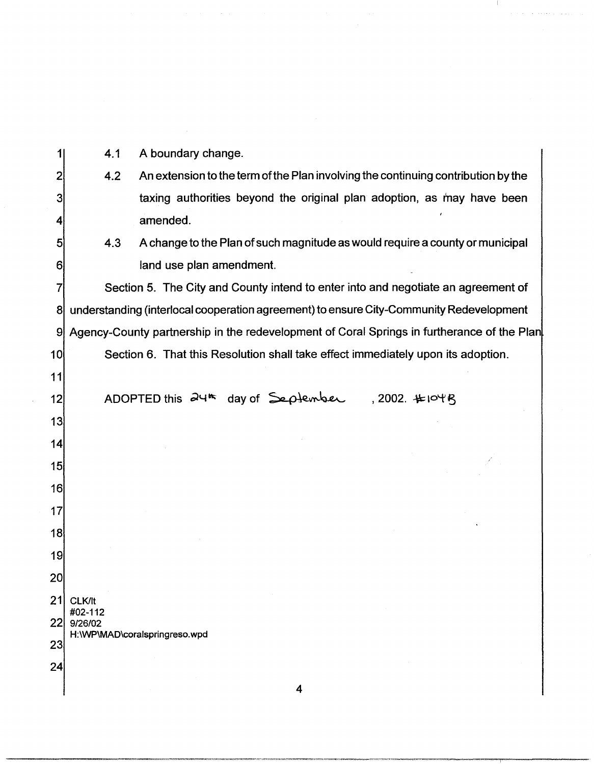4.1 A boundary change.

4.2 An extension to the term of the Plan involving the continuing contribution by the taxing authorities beyond the original plan adoption, as may have been amended.

4.3 A change to the Plan of such magnitude as would require a county or municipal land use plan amendment.

Section 5. The City and County intend to enter into and negotiate an agreement of understanding (interlocal cooperation agreement) to ensure City-Community Redevelopment Agency-County partnership in the redevelopment of Coral Springs in furtherance of the Plan.

Section 6. That this Resolution shall take effect immediately upon its adoption.

ADOPTED this 24th day of September, 2002. #104B

CLK/lt
#02-112
9/26/02
H:\WP\MAD\coralspringreso.wpd